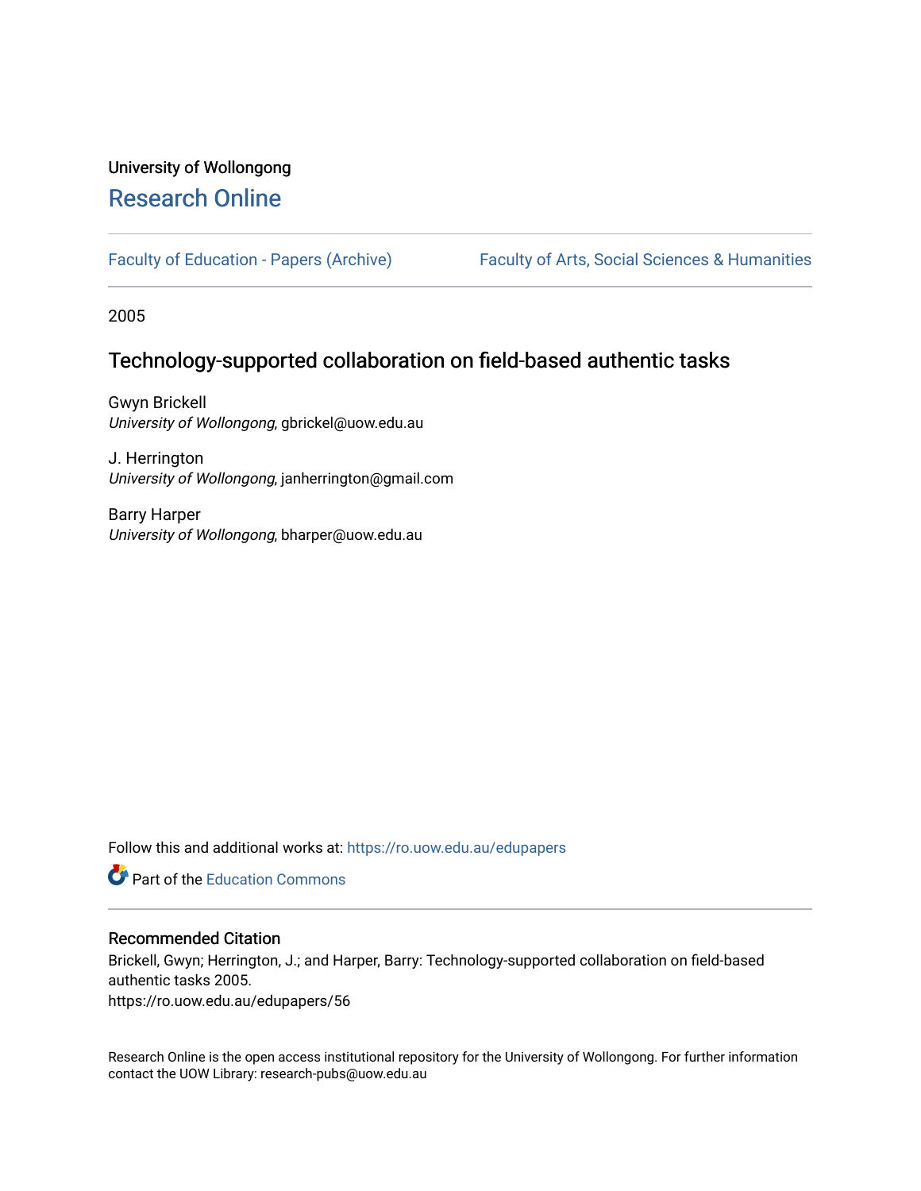University of Wollongong

# Research Online

Faculty of Education - Papers (Archive)　　Faculty of Arts, Social Sciences & Humanities

2005

## Technology-supported collaboration on field-based authentic tasks

Gwyn Brickell
*University of Wollongong*, gbrickel@uow.edu.au

J. Herrington
*University of Wollongong*, janherrington@gmail.com

Barry Harper
*University of Wollongong*, bharper@uow.edu.au

Follow this and additional works at: https://ro.uow.edu.au/edupapers

Part of the Education Commons

### Recommended Citation

Brickell, Gwyn; Herrington, J.; and Harper, Barry: Technology-supported collaboration on field-based authentic tasks 2005.
https://ro.uow.edu.au/edupapers/56

Research Online is the open access institutional repository for the University of Wollongong. For further information contact the UOW Library: research-pubs@uow.edu.au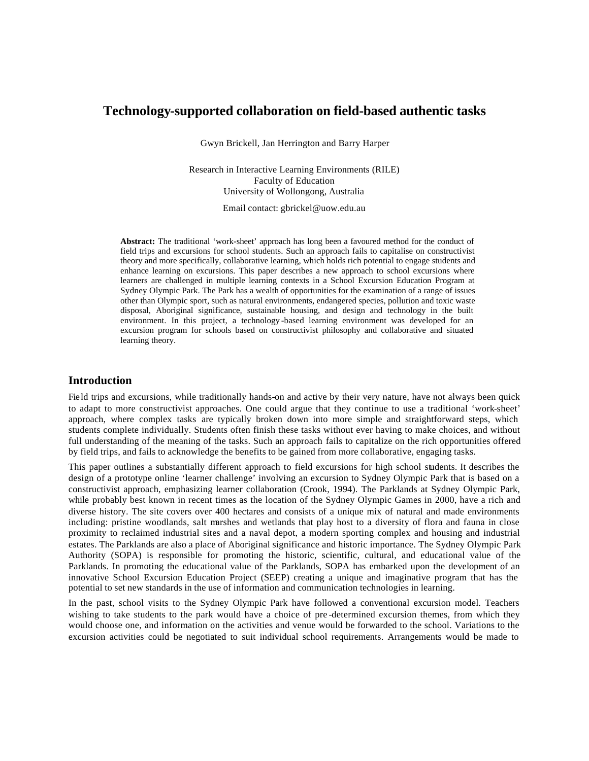# Technology-supported collaboration on field-based authentic tasks

Gwyn Brickell, Jan Herrington and Barry Harper

Research in Interactive Learning Environments (RILE)
Faculty of Education
University of Wollongong, Australia

Email contact: gbrickel@uow.edu.au

**Abstract:** The traditional 'work-sheet' approach has long been a favoured method for the conduct of field trips and excursions for school students. Such an approach fails to capitalise on constructivist theory and more specifically, collaborative learning, which holds rich potential to engage students and enhance learning on excursions. This paper describes a new approach to school excursions where learners are challenged in multiple learning contexts in a School Excursion Education Program at Sydney Olympic Park. The Park has a wealth of opportunities for the examination of a range of issues other than Olympic sport, such as natural environments, endangered species, pollution and toxic waste disposal, Aboriginal significance, sustainable housing, and design and technology in the built environment. In this project, a technology-based learning environment was developed for an excursion program for schools based on constructivist philosophy and collaborative and situated learning theory.

## Introduction

Field trips and excursions, while traditionally hands-on and active by their very nature, have not always been quick to adapt to more constructivist approaches. One could argue that they continue to use a traditional 'work-sheet' approach, where complex tasks are typically broken down into more simple and straightforward steps, which students complete individually. Students often finish these tasks without ever having to make choices, and without full understanding of the meaning of the tasks. Such an approach fails to capitalize on the rich opportunities offered by field trips, and fails to acknowledge the benefits to be gained from more collaborative, engaging tasks.

This paper outlines a substantially different approach to field excursions for high school students. It describes the design of a prototype online 'learner challenge' involving an excursion to Sydney Olympic Park that is based on a constructivist approach, emphasizing learner collaboration (Crook, 1994). The Parklands at Sydney Olympic Park, while probably best known in recent times as the location of the Sydney Olympic Games in 2000, have a rich and diverse history. The site covers over 400 hectares and consists of a unique mix of natural and made environments including: pristine woodlands, salt marshes and wetlands that play host to a diversity of flora and fauna in close proximity to reclaimed industrial sites and a naval depot, a modern sporting complex and housing and industrial estates. The Parklands are also a place of Aboriginal significance and historic importance. The Sydney Olympic Park Authority (SOPA) is responsible for promoting the historic, scientific, cultural, and educational value of the Parklands. In promoting the educational value of the Parklands, SOPA has embarked upon the development of an innovative School Excursion Education Project (SEEP) creating a unique and imaginative program that has the potential to set new standards in the use of information and communication technologies in learning.

In the past, school visits to the Sydney Olympic Park have followed a conventional excursion model. Teachers wishing to take students to the park would have a choice of pre-determined excursion themes, from which they would choose one, and information on the activities and venue would be forwarded to the school. Variations to the excursion activities could be negotiated to suit individual school requirements. Arrangements would be made to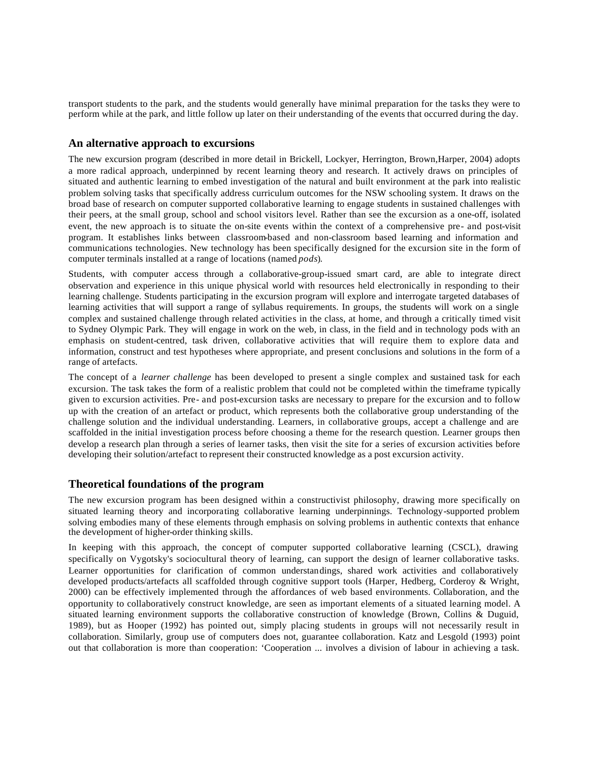transport students to the park, and the students would generally have minimal preparation for the tasks they were to perform while at the park, and little follow up later on their understanding of the events that occurred during the day.

## An alternative approach to excursions

The new excursion program (described in more detail in Brickell, Lockyer, Herrington, Brown,Harper, 2004) adopts a more radical approach, underpinned by recent learning theory and research. It actively draws on principles of situated and authentic learning to embed investigation of the natural and built environment at the park into realistic problem solving tasks that specifically address curriculum outcomes for the NSW schooling system. It draws on the broad base of research on computer supported collaborative learning to engage students in sustained challenges with their peers, at the small group, school and school visitors level. Rather than see the excursion as a one-off, isolated event, the new approach is to situate the on-site events within the context of a comprehensive pre- and post-visit program. It establishes links between classroom-based and non-classroom based learning and information and communications technologies. New technology has been specifically designed for the excursion site in the form of computer terminals installed at a range of locations (named *pods*).

Students, with computer access through a collaborative-group-issued smart card, are able to integrate direct observation and experience in this unique physical world with resources held electronically in responding to their learning challenge. Students participating in the excursion program will explore and interrogate targeted databases of learning activities that will support a range of syllabus requirements. In groups, the students will work on a single complex and sustained challenge through related activities in the class, at home, and through a critically timed visit to Sydney Olympic Park. They will engage in work on the web, in class, in the field and in technology pods with an emphasis on student-centred, task driven, collaborative activities that will require them to explore data and information, construct and test hypotheses where appropriate, and present conclusions and solutions in the form of a range of artefacts.

The concept of a *learner challenge* has been developed to present a single complex and sustained task for each excursion. The task takes the form of a realistic problem that could not be completed within the timeframe typically given to excursion activities. Pre- and post-excursion tasks are necessary to prepare for the excursion and to follow up with the creation of an artefact or product, which represents both the collaborative group understanding of the challenge solution and the individual understanding. Learners, in collaborative groups, accept a challenge and are scaffolded in the initial investigation process before choosing a theme for the research question. Learner groups then develop a research plan through a series of learner tasks, then visit the site for a series of excursion activities before developing their solution/artefact to represent their constructed knowledge as a post excursion activity.

## Theoretical foundations of the program

The new excursion program has been designed within a constructivist philosophy, drawing more specifically on situated learning theory and incorporating collaborative learning underpinnings. Technology-supported problem solving embodies many of these elements through emphasis on solving problems in authentic contexts that enhance the development of higher-order thinking skills.

In keeping with this approach, the concept of computer supported collaborative learning (CSCL), drawing specifically on Vygotsky's sociocultural theory of learning, can support the design of learner collaborative tasks. Learner opportunities for clarification of common understandings, shared work activities and collaboratively developed products/artefacts all scaffolded through cognitive support tools (Harper, Hedberg, Corderoy & Wright, 2000) can be effectively implemented through the affordances of web based environments. Collaboration, and the opportunity to collaboratively construct knowledge, are seen as important elements of a situated learning model. A situated learning environment supports the collaborative construction of knowledge (Brown, Collins & Duguid, 1989), but as Hooper (1992) has pointed out, simply placing students in groups will not necessarily result in collaboration. Similarly, group use of computers does not, guarantee collaboration. Katz and Lesgold (1993) point out that collaboration is more than cooperation: 'Cooperation ... involves a division of labour in achieving a task.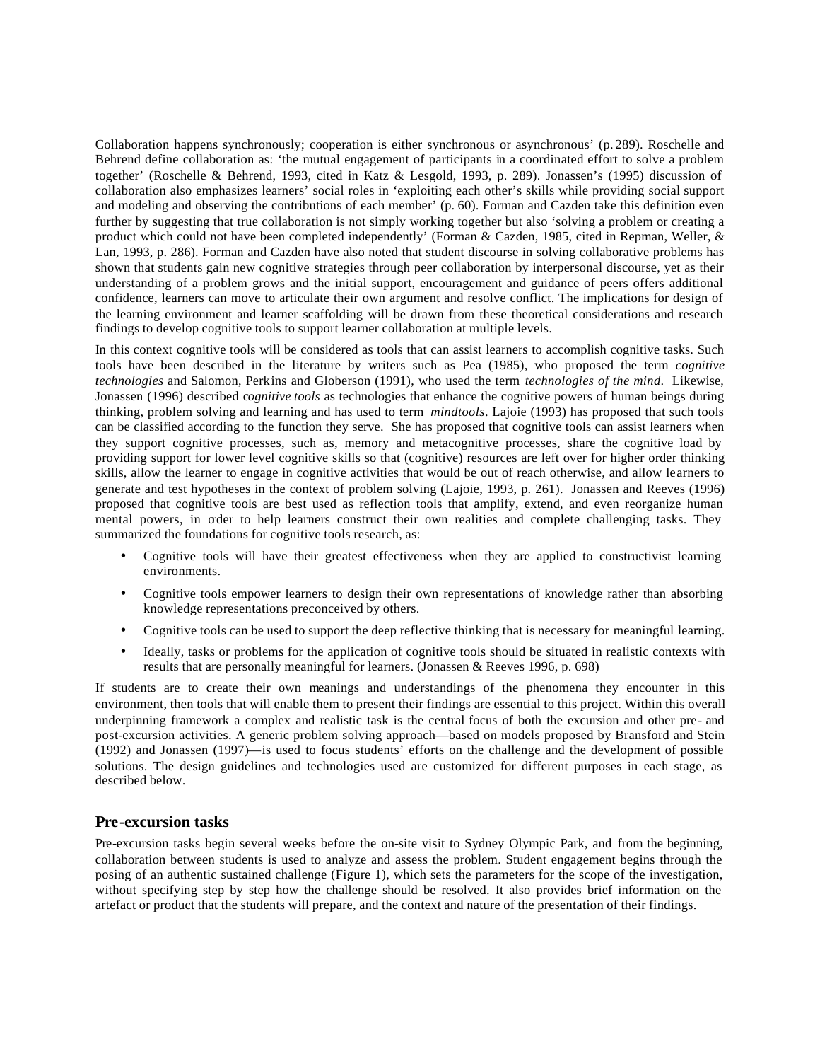Collaboration happens synchronously; cooperation is either synchronous or asynchronous' (p. 289). Roschelle and Behrend define collaboration as: 'the mutual engagement of participants in a coordinated effort to solve a problem together' (Roschelle & Behrend, 1993, cited in Katz & Lesgold, 1993, p. 289). Jonassen's (1995) discussion of collaboration also emphasizes learners' social roles in 'exploiting each other's skills while providing social support and modeling and observing the contributions of each member' (p. 60). Forman and Cazden take this definition even further by suggesting that true collaboration is not simply working together but also 'solving a problem or creating a product which could not have been completed independently' (Forman & Cazden, 1985, cited in Repman, Weller, & Lan, 1993, p. 286). Forman and Cazden have also noted that student discourse in solving collaborative problems has shown that students gain new cognitive strategies through peer collaboration by interpersonal discourse, yet as their understanding of a problem grows and the initial support, encouragement and guidance of peers offers additional confidence, learners can move to articulate their own argument and resolve conflict. The implications for design of the learning environment and learner scaffolding will be drawn from these theoretical considerations and research findings to develop cognitive tools to support learner collaboration at multiple levels.

In this context cognitive tools will be considered as tools that can assist learners to accomplish cognitive tasks. Such tools have been described in the literature by writers such as Pea (1985), who proposed the term *cognitive technologies* and Salomon, Perkins and Globerson (1991), who used the term *technologies of the mind*. Likewise, Jonassen (1996) described *cognitive tools* as technologies that enhance the cognitive powers of human beings during thinking, problem solving and learning and has used to term *mindtools*. Lajoie (1993) has proposed that such tools can be classified according to the function they serve. She has proposed that cognitive tools can assist learners when they support cognitive processes, such as, memory and metacognitive processes, share the cognitive load by providing support for lower level cognitive skills so that (cognitive) resources are left over for higher order thinking skills, allow the learner to engage in cognitive activities that would be out of reach otherwise, and allow learners to generate and test hypotheses in the context of problem solving (Lajoie, 1993, p. 261). Jonassen and Reeves (1996) proposed that cognitive tools are best used as reflection tools that amplify, extend, and even reorganize human mental powers, in order to help learners construct their own realities and complete challenging tasks. They summarized the foundations for cognitive tools research, as:

- Cognitive tools will have their greatest effectiveness when they are applied to constructivist learning environments.
- Cognitive tools empower learners to design their own representations of knowledge rather than absorbing knowledge representations preconceived by others.
- Cognitive tools can be used to support the deep reflective thinking that is necessary for meaningful learning.
- Ideally, tasks or problems for the application of cognitive tools should be situated in realistic contexts with results that are personally meaningful for learners. (Jonassen & Reeves 1996, p. 698)

If students are to create their own meanings and understandings of the phenomena they encounter in this environment, then tools that will enable them to present their findings are essential to this project. Within this overall underpinning framework a complex and realistic task is the central focus of both the excursion and other pre- and post-excursion activities. A generic problem solving approach—based on models proposed by Bransford and Stein (1992) and Jonassen (1997)—is used to focus students' efforts on the challenge and the development of possible solutions. The design guidelines and technologies used are customized for different purposes in each stage, as described below.

## Pre-excursion tasks

Pre-excursion tasks begin several weeks before the on-site visit to Sydney Olympic Park, and from the beginning, collaboration between students is used to analyze and assess the problem. Student engagement begins through the posing of an authentic sustained challenge (Figure 1), which sets the parameters for the scope of the investigation, without specifying step by step how the challenge should be resolved. It also provides brief information on the artefact or product that the students will prepare, and the context and nature of the presentation of their findings.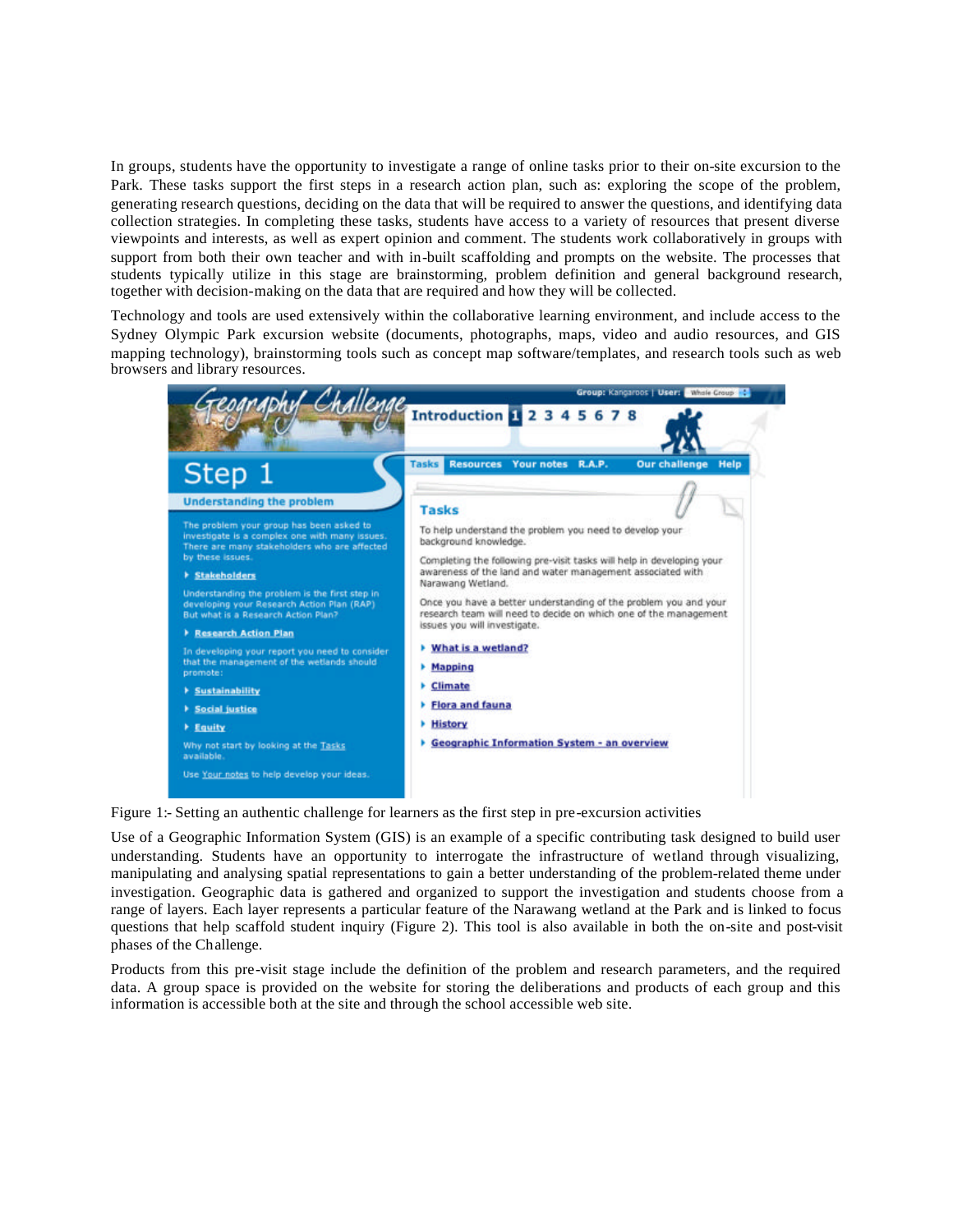In groups, students have the opportunity to investigate a range of online tasks prior to their on-site excursion to the Park. These tasks support the first steps in a research action plan, such as: exploring the scope of the problem, generating research questions, deciding on the data that will be required to answer the questions, and identifying data collection strategies. In completing these tasks, students have access to a variety of resources that present diverse viewpoints and interests, as well as expert opinion and comment. The students work collaboratively in groups with support from both their own teacher and with in-built scaffolding and prompts on the website. The processes that students typically utilize in this stage are brainstorming, problem definition and general background research, together with decision-making on the data that are required and how they will be collected.

Technology and tools are used extensively within the collaborative learning environment, and include access to the Sydney Olympic Park excursion website (documents, photographs, maps, video and audio resources, and GIS mapping technology), brainstorming tools such as concept map software/templates, and research tools such as web browsers and library resources.

Figure 1:- Setting an authentic challenge for learners as the first step in pre-excursion activities

Use of a Geographic Information System (GIS) is an example of a specific contributing task designed to build user understanding. Students have an opportunity to interrogate the infrastructure of wetland through visualizing, manipulating and analysing spatial representations to gain a better understanding of the problem-related theme under investigation. Geographic data is gathered and organized to support the investigation and students choose from a range of layers. Each layer represents a particular feature of the Narawang wetland at the Park and is linked to focus questions that help scaffold student inquiry (Figure 2). This tool is also available in both the on-site and post-visit phases of the Challenge.

Products from this pre-visit stage include the definition of the problem and research parameters, and the required data. A group space is provided on the website for storing the deliberations and products of each group and this information is accessible both at the site and through the school accessible web site.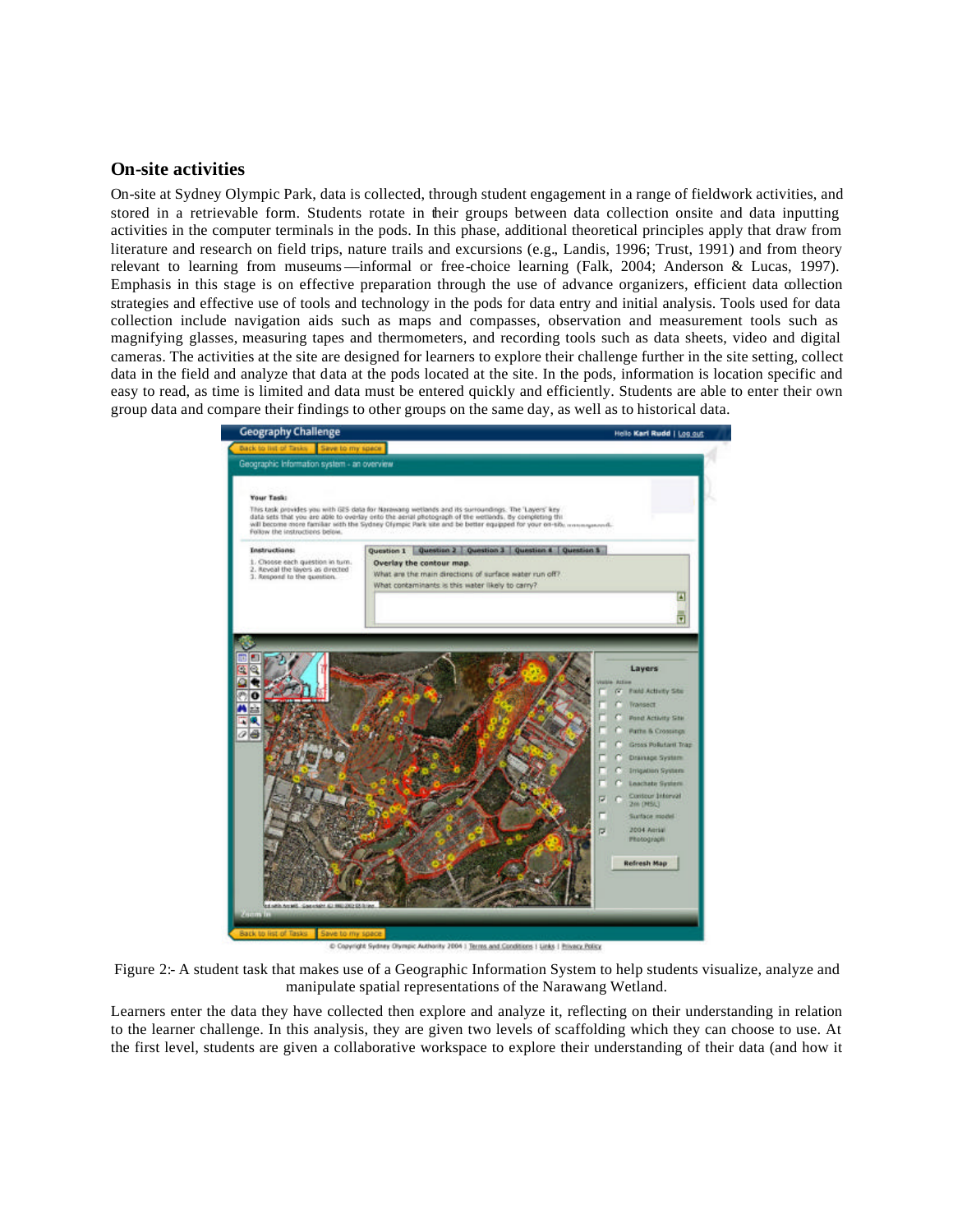## On-site activities

On-site at Sydney Olympic Park, data is collected, through student engagement in a range of fieldwork activities, and stored in a retrievable form. Students rotate in their groups between data collection onsite and data inputting activities in the computer terminals in the pods. In this phase, additional theoretical principles apply that draw from literature and research on field trips, nature trails and excursions (e.g., Landis, 1996; Trust, 1991) and from theory relevant to learning from museums—informal or free-choice learning (Falk, 2004; Anderson & Lucas, 1997). Emphasis in this stage is on effective preparation through the use of advance organizers, efficient data collection strategies and effective use of tools and technology in the pods for data entry and initial analysis. Tools used for data collection include navigation aids such as maps and compasses, observation and measurement tools such as magnifying glasses, measuring tapes and thermometers, and recording tools such as data sheets, video and digital cameras. The activities at the site are designed for learners to explore their challenge further in the site setting, collect data in the field and analyze that data at the pods located at the site. In the pods, information is location specific and easy to read, as time is limited and data must be entered quickly and efficiently. Students are able to enter their own group data and compare their findings to other groups on the same day, as well as to historical data.

Figure 2:- A student task that makes use of a Geographic Information System to help students visualize, analyze and manipulate spatial representations of the Narawang Wetland.

Learners enter the data they have collected then explore and analyze it, reflecting on their understanding in relation to the learner challenge. In this analysis, they are given two levels of scaffolding which they can choose to use. At the first level, students are given a collaborative workspace to explore their understanding of their data (and how it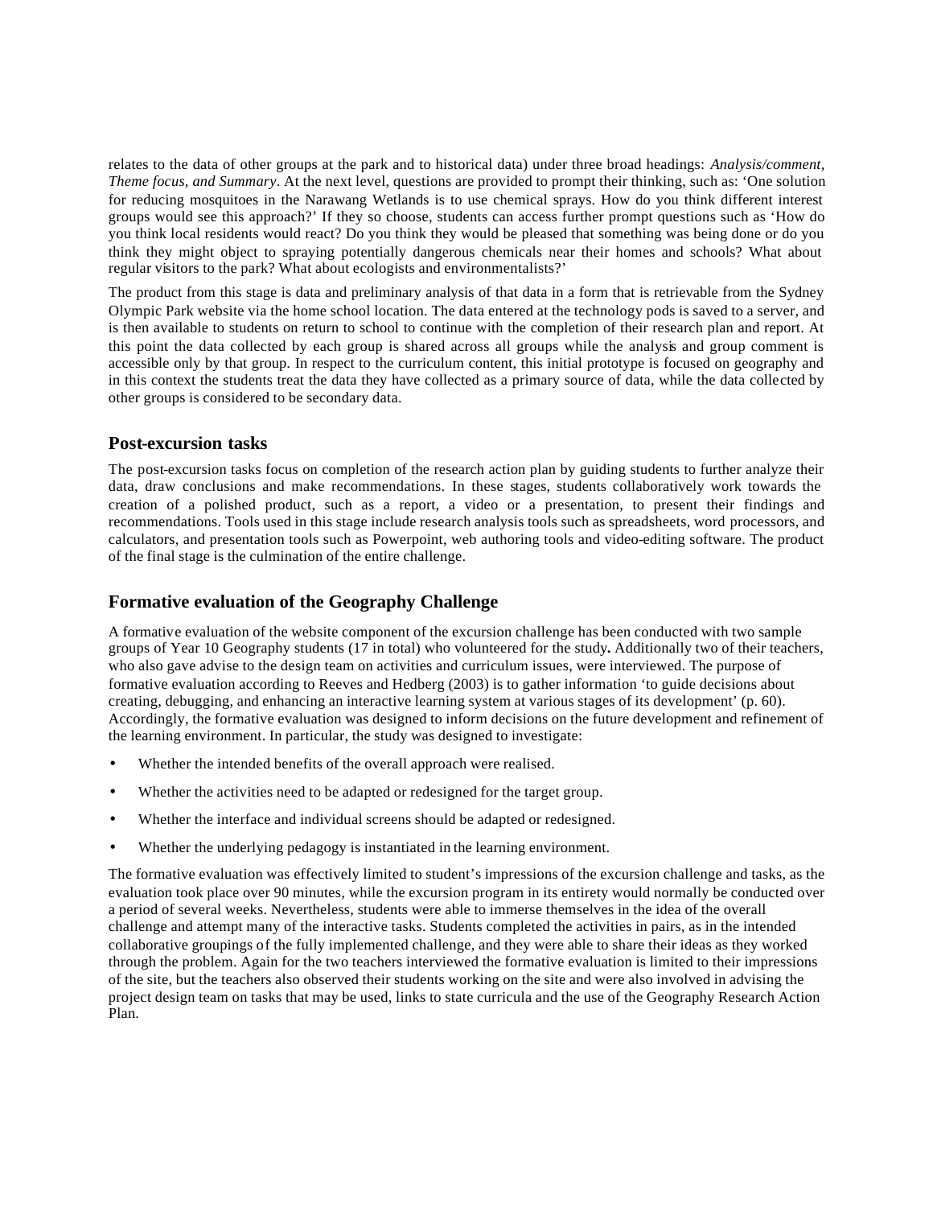relates to the data of other groups at the park and to historical data) under three broad headings: *Analysis/comment*, *Theme focus*, *and Summary*. At the next level, questions are provided to prompt their thinking, such as: 'One solution for reducing mosquitoes in the Narawang Wetlands is to use chemical sprays. How do you think different interest groups would see this approach?' If they so choose, students can access further prompt questions such as 'How do you think local residents would react? Do you think they would be pleased that something was being done or do you think they might object to spraying potentially dangerous chemicals near their homes and schools? What about regular visitors to the park? What about ecologists and environmentalists?'

The product from this stage is data and preliminary analysis of that data in a form that is retrievable from the Sydney Olympic Park website via the home school location. The data entered at the technology pods is saved to a server, and is then available to students on return to school to continue with the completion of their research plan and report. At this point the data collected by each group is shared across all groups while the analysis and group comment is accessible only by that group. In respect to the curriculum content, this initial prototype is focused on geography and in this context the students treat the data they have collected as a primary source of data, while the data collected by other groups is considered to be secondary data.

### Post-excursion tasks

The post-excursion tasks focus on completion of the research action plan by guiding students to further analyze their data, draw conclusions and make recommendations. In these stages, students collaboratively work towards the creation of a polished product, such as a report, a video or a presentation, to present their findings and recommendations. Tools used in this stage include research analysis tools such as spreadsheets, word processors, and calculators, and presentation tools such as Powerpoint, web authoring tools and video-editing software. The product of the final stage is the culmination of the entire challenge.

### Formative evaluation of the Geography Challenge

A formative evaluation of the website component of the excursion challenge has been conducted with two sample groups of Year 10 Geography students (17 in total) who volunteered for the study**.** Additionally two of their teachers, who also gave advise to the design team on activities and curriculum issues, were interviewed. The purpose of formative evaluation according to Reeves and Hedberg (2003) is to gather information 'to guide decisions about creating, debugging, and enhancing an interactive learning system at various stages of its development' (p. 60). Accordingly, the formative evaluation was designed to inform decisions on the future development and refinement of the learning environment. In particular, the study was designed to investigate:

- Whether the intended benefits of the overall approach were realised.
- Whether the activities need to be adapted or redesigned for the target group.
- Whether the interface and individual screens should be adapted or redesigned.
- Whether the underlying pedagogy is instantiated in the learning environment.

The formative evaluation was effectively limited to student's impressions of the excursion challenge and tasks, as the evaluation took place over 90 minutes, while the excursion program in its entirety would normally be conducted over a period of several weeks. Nevertheless, students were able to immerse themselves in the idea of the overall challenge and attempt many of the interactive tasks. Students completed the activities in pairs, as in the intended collaborative groupings of the fully implemented challenge, and they were able to share their ideas as they worked through the problem. Again for the two teachers interviewed the formative evaluation is limited to their impressions of the site, but the teachers also observed their students working on the site and were also involved in advising the project design team on tasks that may be used, links to state curricula and the use of the Geography Research Action Plan.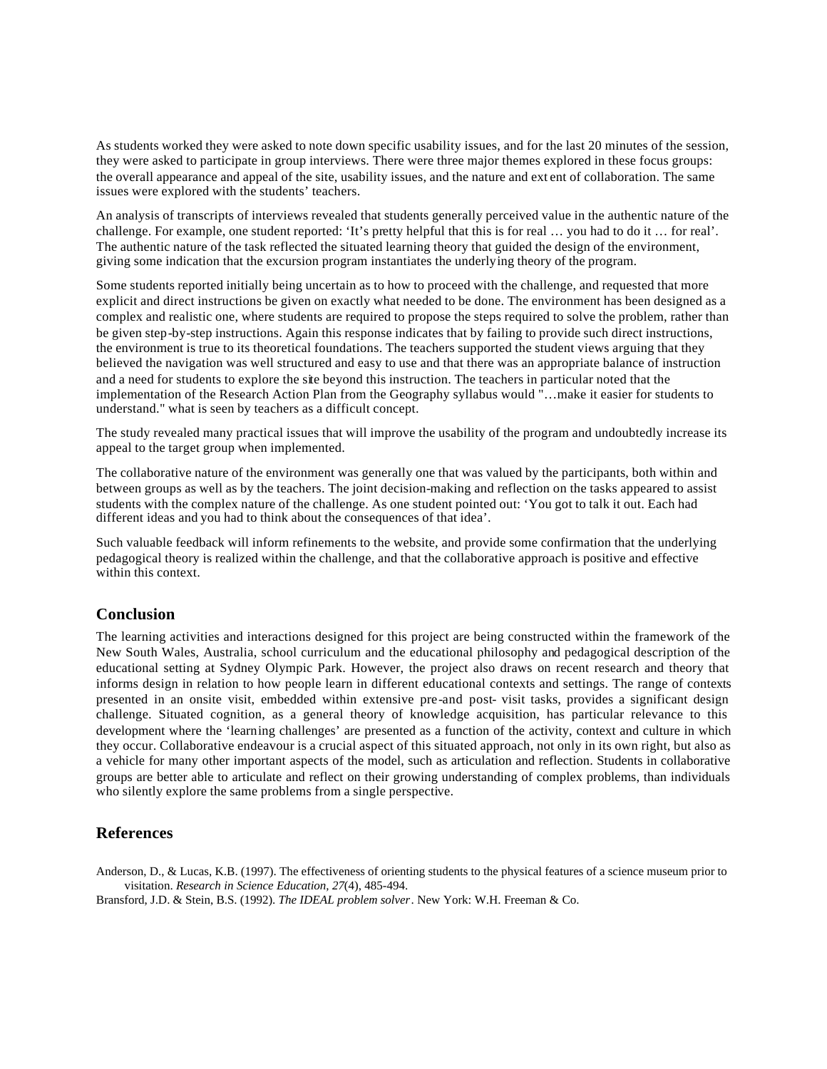As students worked they were asked to note down specific usability issues, and for the last 20 minutes of the session, they were asked to participate in group interviews. There were three major themes explored in these focus groups: the overall appearance and appeal of the site, usability issues, and the nature and extent of collaboration. The same issues were explored with the students' teachers.

An analysis of transcripts of interviews revealed that students generally perceived value in the authentic nature of the challenge. For example, one student reported: 'It's pretty helpful that this is for real … you had to do it … for real'. The authentic nature of the task reflected the situated learning theory that guided the design of the environment, giving some indication that the excursion program instantiates the underlying theory of the program.

Some students reported initially being uncertain as to how to proceed with the challenge, and requested that more explicit and direct instructions be given on exactly what needed to be done. The environment has been designed as a complex and realistic one, where students are required to propose the steps required to solve the problem, rather than be given step-by-step instructions. Again this response indicates that by failing to provide such direct instructions, the environment is true to its theoretical foundations. The teachers supported the student views arguing that they believed the navigation was well structured and easy to use and that there was an appropriate balance of instruction and a need for students to explore the site beyond this instruction. The teachers in particular noted that the implementation of the Research Action Plan from the Geography syllabus would "…make it easier for students to understand." what is seen by teachers as a difficult concept.

The study revealed many practical issues that will improve the usability of the program and undoubtedly increase its appeal to the target group when implemented.

The collaborative nature of the environment was generally one that was valued by the participants, both within and between groups as well as by the teachers. The joint decision-making and reflection on the tasks appeared to assist students with the complex nature of the challenge. As one student pointed out: 'You got to talk it out. Each had different ideas and you had to think about the consequences of that idea'.

Such valuable feedback will inform refinements to the website, and provide some confirmation that the underlying pedagogical theory is realized within the challenge, and that the collaborative approach is positive and effective within this context.

## Conclusion

The learning activities and interactions designed for this project are being constructed within the framework of the New South Wales, Australia, school curriculum and the educational philosophy and pedagogical description of the educational setting at Sydney Olympic Park. However, the project also draws on recent research and theory that informs design in relation to how people learn in different educational contexts and settings. The range of contexts presented in an onsite visit, embedded within extensive pre-and post- visit tasks, provides a significant design challenge. Situated cognition, as a general theory of knowledge acquisition, has particular relevance to this development where the 'learning challenges' are presented as a function of the activity, context and culture in which they occur. Collaborative endeavour is a crucial aspect of this situated approach, not only in its own right, but also as a vehicle for many other important aspects of the model, such as articulation and reflection. Students in collaborative groups are better able to articulate and reflect on their growing understanding of complex problems, than individuals who silently explore the same problems from a single perspective.

## References

Anderson, D., & Lucas, K.B. (1997). The effectiveness of orienting students to the physical features of a science museum prior to visitation. *Research in Science Education, 27*(4), 485-494.

Bransford, J.D. & Stein, B.S. (1992). *The IDEAL problem solver*. New York: W.H. Freeman & Co.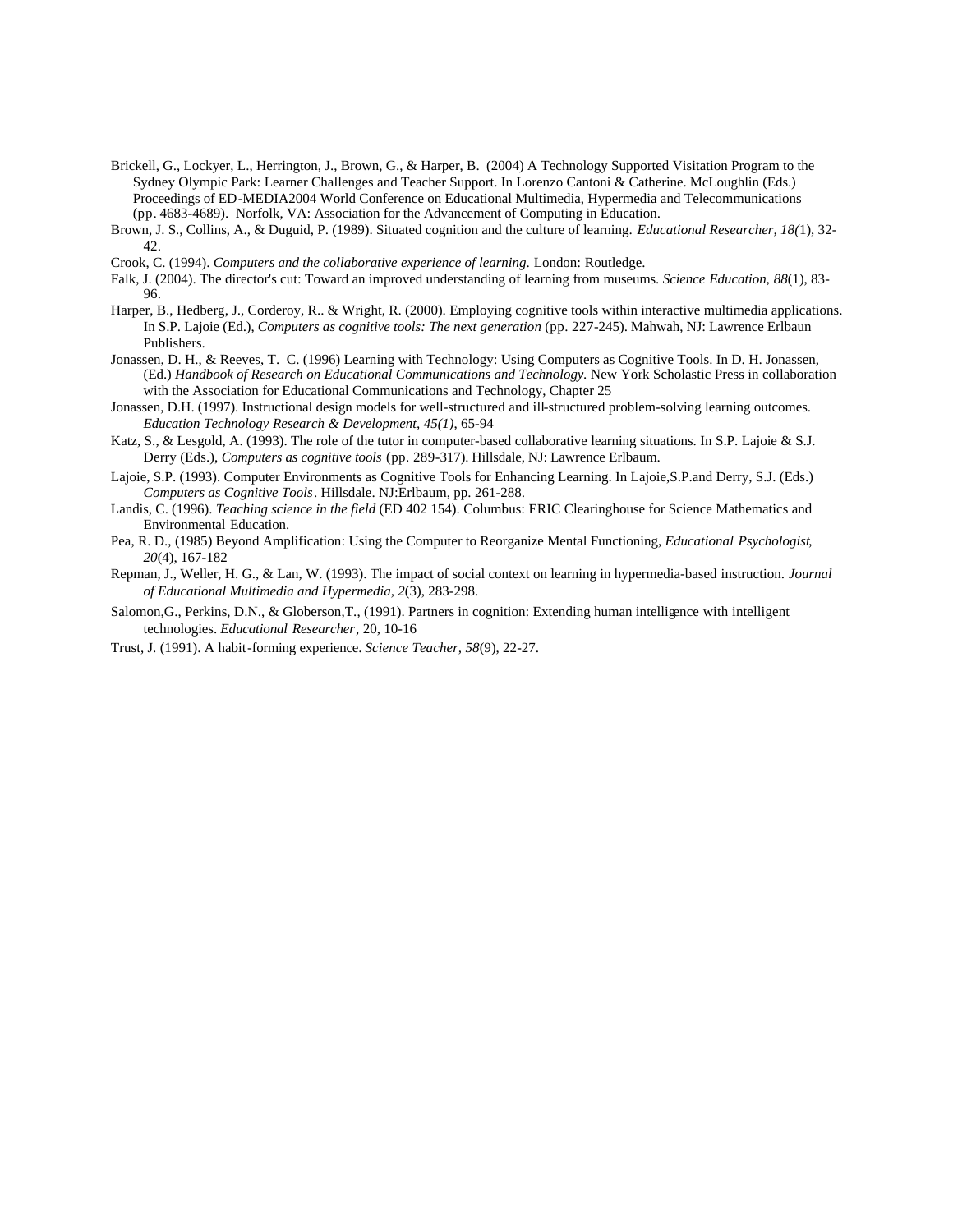Brickell, G., Lockyer, L., Herrington, J., Brown, G., & Harper, B. (2004) A Technology Supported Visitation Program to the Sydney Olympic Park: Learner Challenges and Teacher Support. In Lorenzo Cantoni & Catherine. McLoughlin (Eds.) Proceedings of ED-MEDIA2004 World Conference on Educational Multimedia, Hypermedia and Telecommunications (pp. 4683-4689). Norfolk, VA: Association for the Advancement of Computing in Education.

Brown, J. S., Collins, A., & Duguid, P. (1989). Situated cognition and the culture of learning. *Educational Researcher, 18(*1), 32-42.

Crook, C. (1994). *Computers and the collaborative experience of learning*. London: Routledge.

Falk, J. (2004). The director's cut: Toward an improved understanding of learning from museums. *Science Education, 88*(1), 83-96.

Harper, B., Hedberg, J., Corderoy, R.. & Wright, R. (2000). Employing cognitive tools within interactive multimedia applications. In S.P. Lajoie (Ed.), *Computers as cognitive tools: The next generation* (pp. 227-245). Mahwah, NJ: Lawrence Erlbaun Publishers.

Jonassen, D. H., & Reeves, T. C. (1996) Learning with Technology: Using Computers as Cognitive Tools. In D. H. Jonassen, (Ed.) *Handbook of Research on Educational Communications and Technology*. New York Scholastic Press in collaboration with the Association for Educational Communications and Technology, Chapter 25

Jonassen, D.H. (1997). Instructional design models for well-structured and ill-structured problem-solving learning outcomes. *Education Technology Research & Development, 45(1),* 65-94

Katz, S., & Lesgold, A. (1993). The role of the tutor in computer-based collaborative learning situations. In S.P. Lajoie & S.J. Derry (Eds.), *Computers as cognitive tools* (pp. 289-317). Hillsdale, NJ: Lawrence Erlbaum.

Lajoie, S.P. (1993). Computer Environments as Cognitive Tools for Enhancing Learning. In Lajoie,S.P.and Derry, S.J. (Eds.) *Computers as Cognitive Tools*. Hillsdale. NJ:Erlbaum, pp. 261-288.

Landis, C. (1996). *Teaching science in the field* (ED 402 154). Columbus: ERIC Clearinghouse for Science Mathematics and Environmental Education.

Pea, R. D., (1985) Beyond Amplification: Using the Computer to Reorganize Mental Functioning, *Educational Psychologist*, *20*(4), 167-182

Repman, J., Weller, H. G., & Lan, W. (1993). The impact of social context on learning in hypermedia-based instruction. *Journal of Educational Multimedia and Hypermedia, 2*(3), 283-298.

Salomon,G., Perkins, D.N., & Globerson,T., (1991). Partners in cognition: Extending human intelligence with intelligent technologies. *Educational Researcher*, 20, 10-16

Trust, J. (1991). A habit-forming experience. *Science Teacher, 58*(9), 22-27.